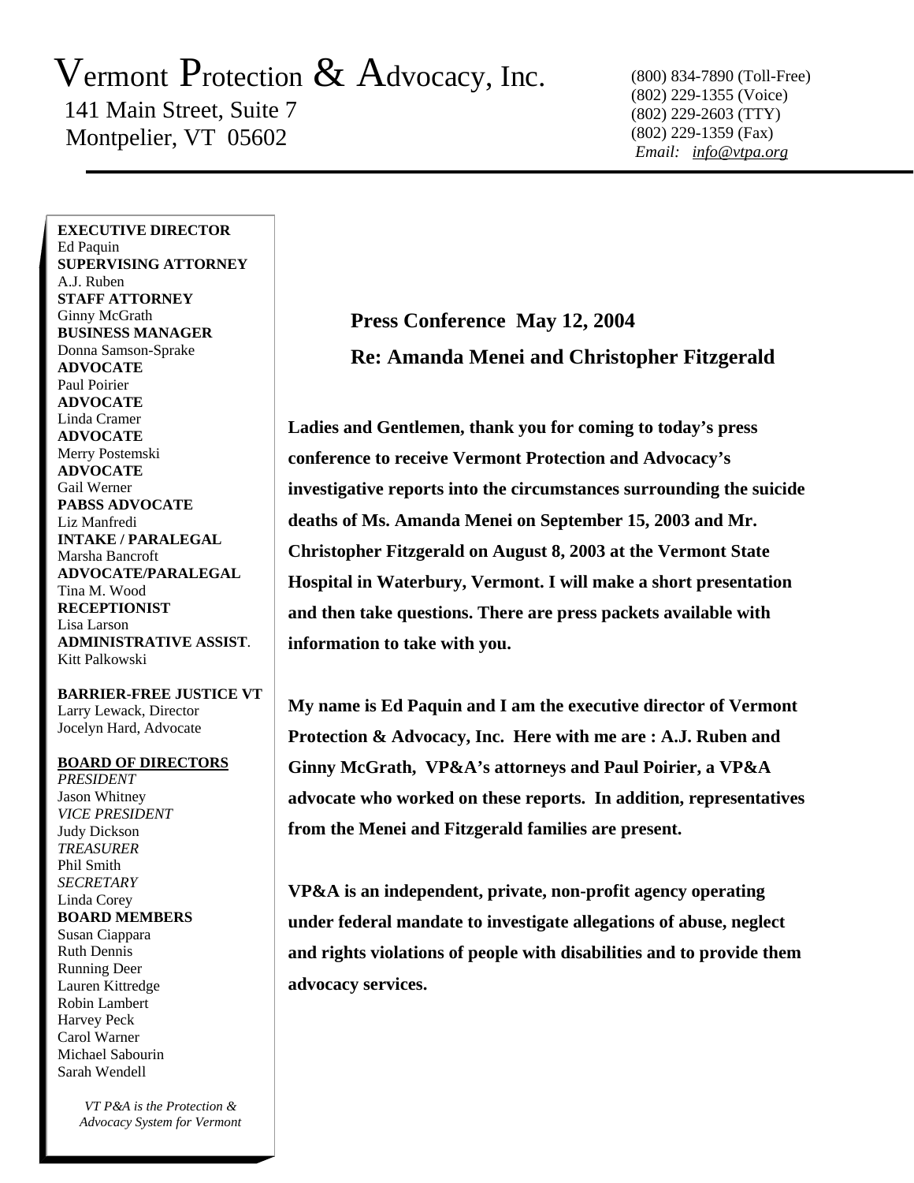# Vermont Protection & Advocacy, Inc.

141 Main Street, Suite 7
Montpelier, VT 05602

(800) 834-7890 (Toll-Free)
(802) 229-1355 (Voice)
(802) 229-2603 (TTY)
(802) 229-1359 (Fax)
*Email: info@vtpa.org*

**EXECUTIVE DIRECTOR**
Ed Paquin
**SUPERVISING ATTORNEY**
A.J. Ruben
**STAFF ATTORNEY**
Ginny McGrath
**BUSINESS MANAGER**
Donna Samson-Sprake
**ADVOCATE**
Paul Poirier
**ADVOCATE**
Linda Cramer
**ADVOCATE**
Merry Postemski
**ADVOCATE**
Gail Werner
**PABSS ADVOCATE**
Liz Manfredi
**INTAKE / PARALEGAL**
Marsha Bancroft
**ADVOCATE/PARALEGAL**
Tina M. Wood
**RECEPTIONIST**
Lisa Larson
**ADMINISTRATIVE ASSIST**.
Kitt Palkowski

**BARRIER-FREE JUSTICE VT**
Larry Lewack, Director
Jocelyn Hard, Advocate

**BOARD OF DIRECTORS**
*PRESIDENT*
Jason Whitney
*VICE PRESIDENT*
Judy Dickson
*TREASURER*
Phil Smith
*SECRETARY*
Linda Corey
**BOARD MEMBERS**
Susan Ciappara
Ruth Dennis
Running Deer
Lauren Kittredge
Robin Lambert
Harvey Peck
Carol Warner
Michael Sabourin
Sarah Wendell

*VT P&A is the Protection & Advocacy System for Vermont*

**Press Conference May 12, 2004**

**Re: Amanda Menei and Christopher Fitzgerald**

**Ladies and Gentlemen, thank you for coming to today's press conference to receive Vermont Protection and Advocacy's investigative reports into the circumstances surrounding the suicide deaths of Ms. Amanda Menei on September 15, 2003 and Mr. Christopher Fitzgerald on August 8, 2003 at the Vermont State Hospital in Waterbury, Vermont. I will make a short presentation and then take questions. There are press packets available with information to take with you.**

**My name is Ed Paquin and I am the executive director of Vermont Protection & Advocacy, Inc. Here with me are : A.J. Ruben and Ginny McGrath, VP&A's attorneys and Paul Poirier, a VP&A advocate who worked on these reports. In addition, representatives from the Menei and Fitzgerald families are present.**

**VP&A is an independent, private, non-profit agency operating under federal mandate to investigate allegations of abuse, neglect and rights violations of people with disabilities and to provide them advocacy services.**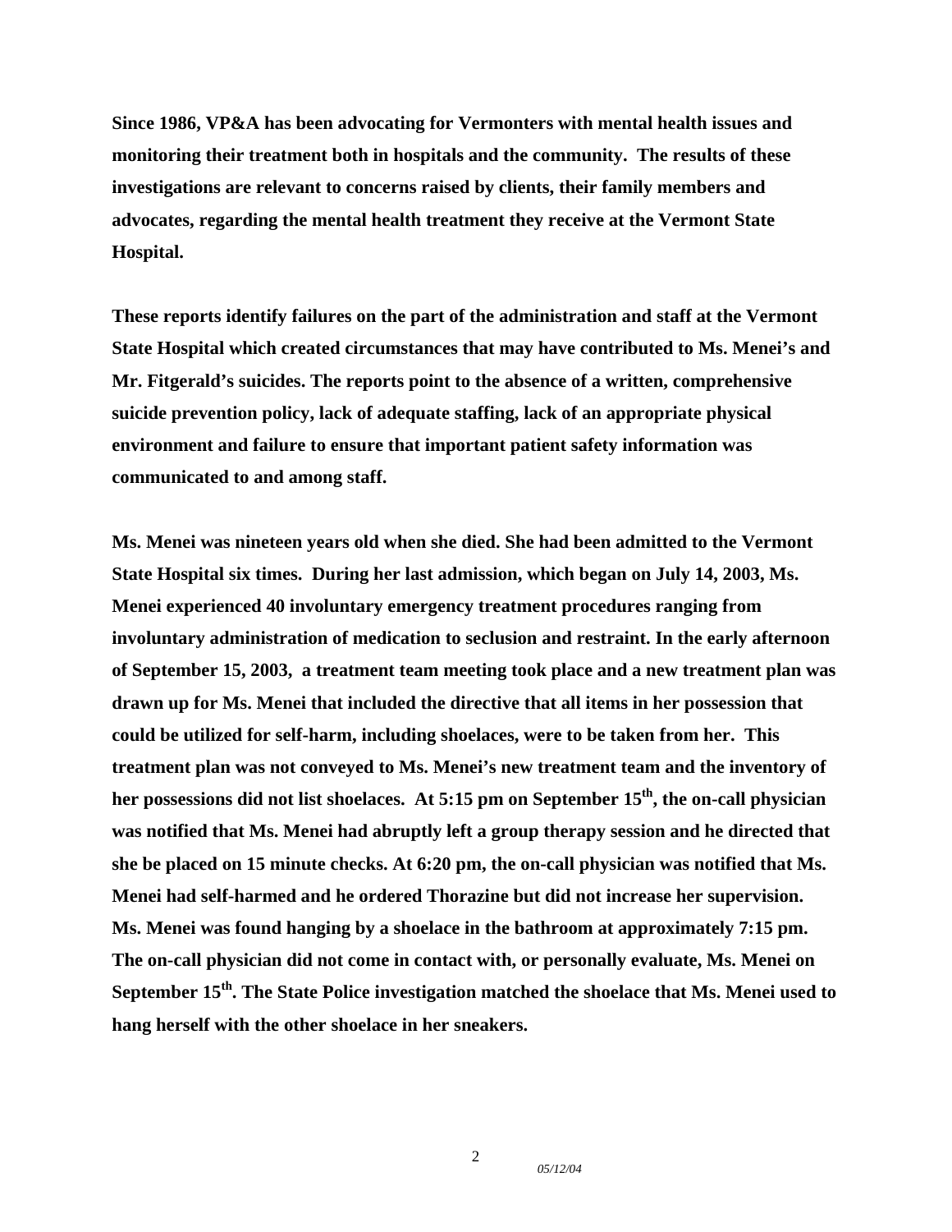**Since 1986, VP&A has been advocating for Vermonters with mental health issues and monitoring their treatment both in hospitals and the community. The results of these investigations are relevant to concerns raised by clients, their family members and advocates, regarding the mental health treatment they receive at the Vermont State Hospital.**

**These reports identify failures on the part of the administration and staff at the Vermont State Hospital which created circumstances that may have contributed to Ms. Menei's and Mr. Fitgerald's suicides. The reports point to the absence of a written, comprehensive suicide prevention policy, lack of adequate staffing, lack of an appropriate physical environment and failure to ensure that important patient safety information was communicated to and among staff.**

**Ms. Menei was nineteen years old when she died. She had been admitted to the Vermont State Hospital six times. During her last admission, which began on July 14, 2003, Ms. Menei experienced 40 involuntary emergency treatment procedures ranging from involuntary administration of medication to seclusion and restraint. In the early afternoon of September 15, 2003, a treatment team meeting took place and a new treatment plan was drawn up for Ms. Menei that included the directive that all items in her possession that could be utilized for self-harm, including shoelaces, were to be taken from her. This treatment plan was not conveyed to Ms. Menei's new treatment team and the inventory of her possessions did not list shoelaces. At 5:15 pm on September 15th, the on-call physician was notified that Ms. Menei had abruptly left a group therapy session and he directed that she be placed on 15 minute checks. At 6:20 pm, the on-call physician was notified that Ms. Menei had self-harmed and he ordered Thorazine but did not increase her supervision. Ms. Menei was found hanging by a shoelace in the bathroom at approximately 7:15 pm. The on-call physician did not come in contact with, or personally evaluate, Ms. Menei on September 15th. The State Police investigation matched the shoelace that Ms. Menei used to hang herself with the other shoelace in her sneakers.**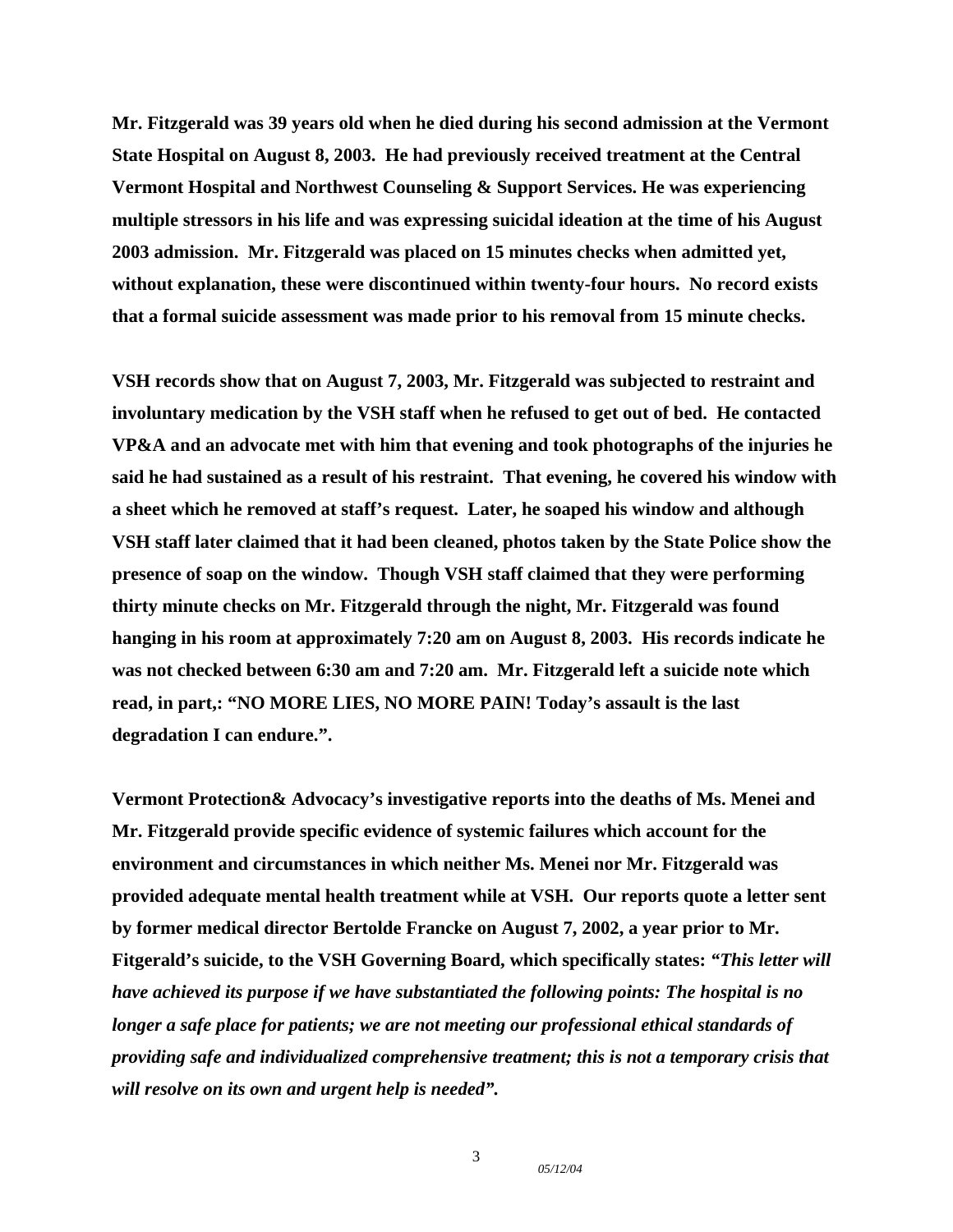**Mr. Fitzgerald was 39 years old when he died during his second admission at the Vermont State Hospital on August 8, 2003. He had previously received treatment at the Central Vermont Hospital and Northwest Counseling & Support Services. He was experiencing multiple stressors in his life and was expressing suicidal ideation at the time of his August 2003 admission. Mr. Fitzgerald was placed on 15 minutes checks when admitted yet, without explanation, these were discontinued within twenty-four hours. No record exists that a formal suicide assessment was made prior to his removal from 15 minute checks.**

**VSH records show that on August 7, 2003, Mr. Fitzgerald was subjected to restraint and involuntary medication by the VSH staff when he refused to get out of bed. He contacted VP&A and an advocate met with him that evening and took photographs of the injuries he said he had sustained as a result of his restraint. That evening, he covered his window with a sheet which he removed at staff's request. Later, he soaped his window and although VSH staff later claimed that it had been cleaned, photos taken by the State Police show the presence of soap on the window. Though VSH staff claimed that they were performing thirty minute checks on Mr. Fitzgerald through the night, Mr. Fitzgerald was found hanging in his room at approximately 7:20 am on August 8, 2003. His records indicate he was not checked between 6:30 am and 7:20 am. Mr. Fitzgerald left a suicide note which read, in part,: "NO MORE LIES, NO MORE PAIN! Today's assault is the last degradation I can endure.".**

**Vermont Protection& Advocacy's investigative reports into the deaths of Ms. Menei and Mr. Fitzgerald provide specific evidence of systemic failures which account for the environment and circumstances in which neither Ms. Menei nor Mr. Fitzgerald was provided adequate mental health treatment while at VSH. Our reports quote a letter sent by former medical director Bertolde Francke on August 7, 2002, a year prior to Mr. Fitgerald's suicide, to the VSH Governing Board, which specifically states: *"This letter will have achieved its purpose if we have substantiated the following points: The hospital is no longer a safe place for patients; we are not meeting our professional ethical standards of providing safe and individualized comprehensive treatment; this is not a temporary crisis that will resolve on its own and urgent help is needed".***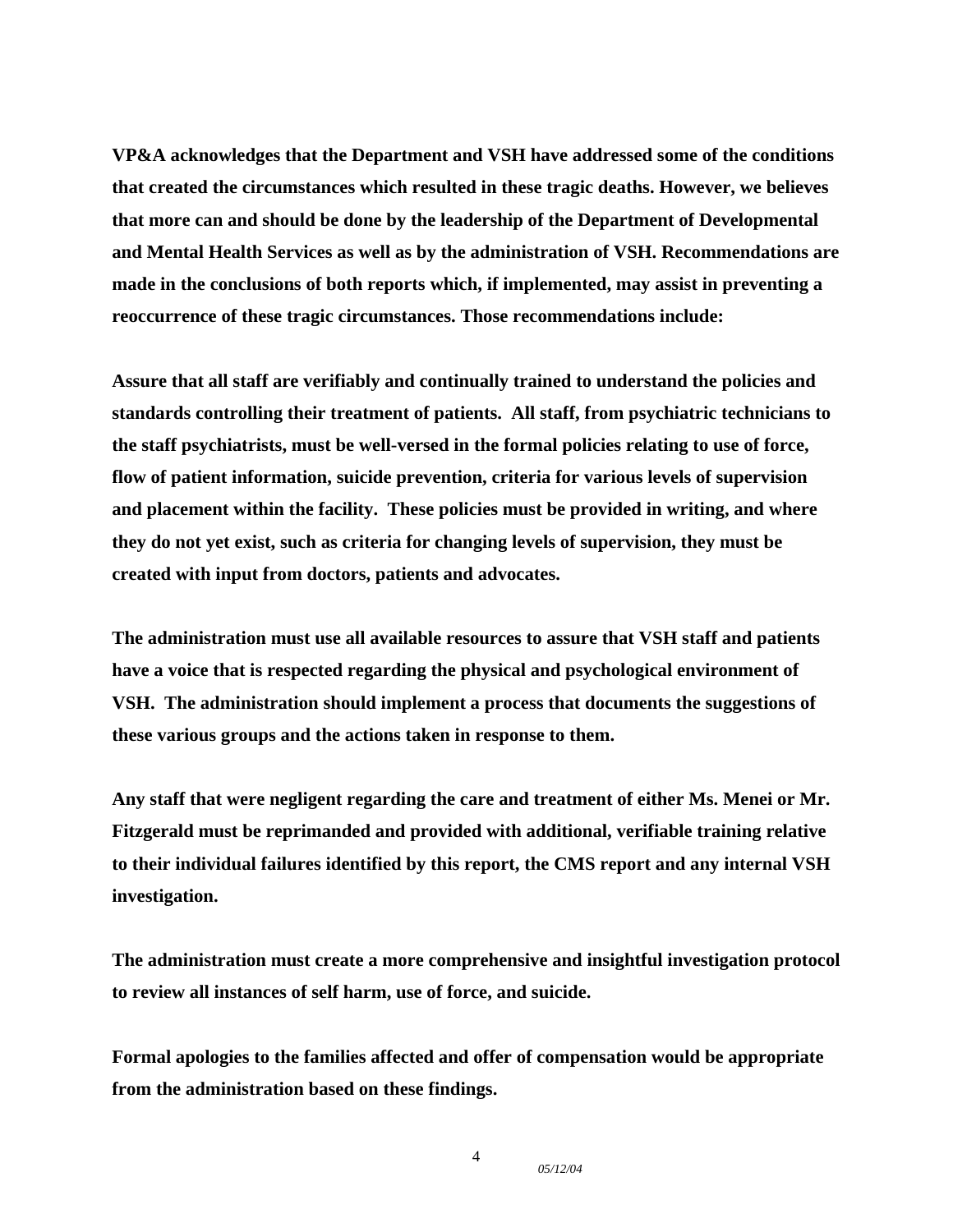**VP&A acknowledges that the Department and VSH have addressed some of the conditions that created the circumstances which resulted in these tragic deaths. However, we believes that more can and should be done by the leadership of the Department of Developmental and Mental Health Services as well as by the administration of VSH. Recommendations are made in the conclusions of both reports which, if implemented, may assist in preventing a reoccurrence of these tragic circumstances. Those recommendations include:**

**Assure that all staff are verifiably and continually trained to understand the policies and standards controlling their treatment of patients. All staff, from psychiatric technicians to the staff psychiatrists, must be well-versed in the formal policies relating to use of force, flow of patient information, suicide prevention, criteria for various levels of supervision and placement within the facility. These policies must be provided in writing, and where they do not yet exist, such as criteria for changing levels of supervision, they must be created with input from doctors, patients and advocates.**

**The administration must use all available resources to assure that VSH staff and patients have a voice that is respected regarding the physical and psychological environment of VSH. The administration should implement a process that documents the suggestions of these various groups and the actions taken in response to them.**

**Any staff that were negligent regarding the care and treatment of either Ms. Menei or Mr. Fitzgerald must be reprimanded and provided with additional, verifiable training relative to their individual failures identified by this report, the CMS report and any internal VSH investigation.**

**The administration must create a more comprehensive and insightful investigation protocol to review all instances of self harm, use of force, and suicide.**

**Formal apologies to the families affected and offer of compensation would be appropriate from the administration based on these findings.**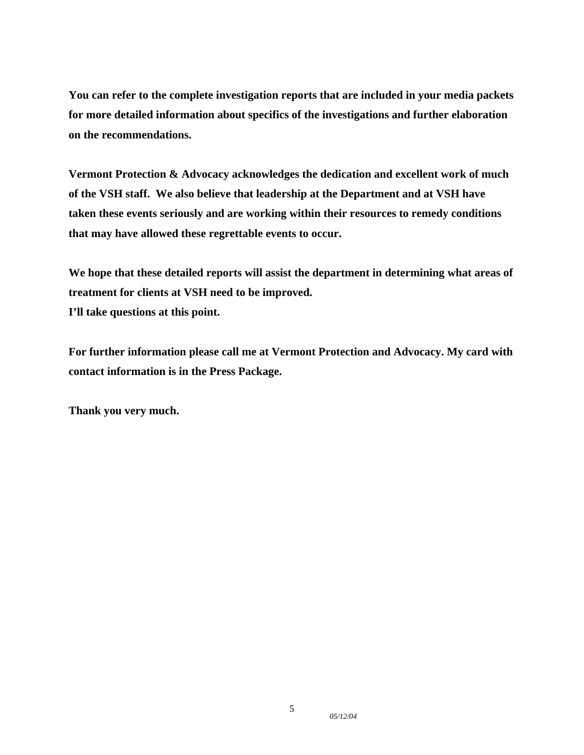**You can refer to the complete investigation reports that are included in your media packets for more detailed information about specifics of the investigations and further elaboration on the recommendations.**

**Vermont Protection & Advocacy acknowledges the dedication and excellent work of much of the VSH staff. We also believe that leadership at the Department and at VSH have taken these events seriously and are working within their resources to remedy conditions that may have allowed these regrettable events to occur.**

**We hope that these detailed reports will assist the department in determining what areas of treatment for clients at VSH need to be improved.**
**I'll take questions at this point.**

**For further information please call me at Vermont Protection and Advocacy. My card with contact information is in the Press Package.**

**Thank you very much.**